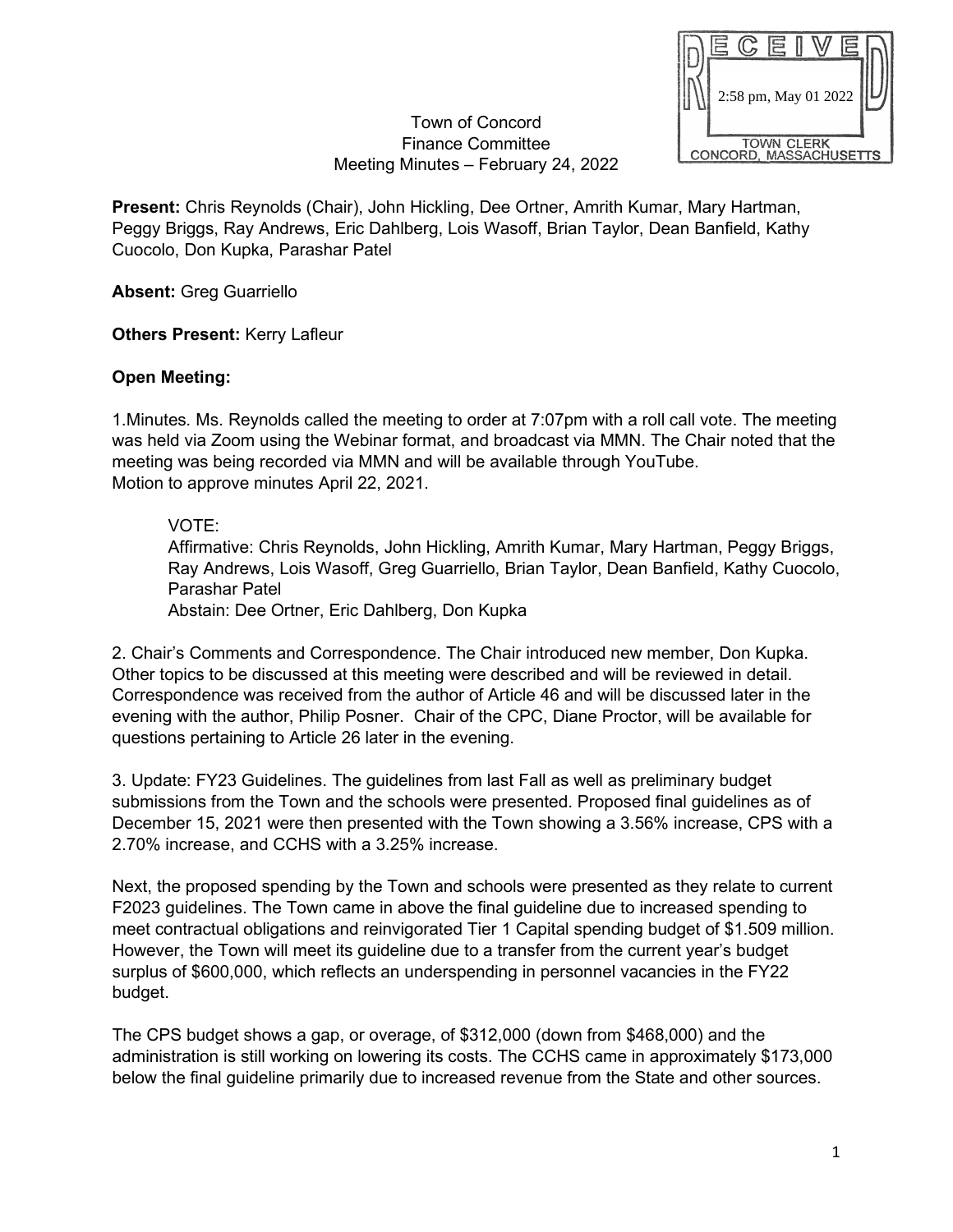RECEIVED
2:58 pm, May 01 2022
TOWN CLERK
CONCORD, MASSACHUSETTS

Town of Concord
Finance Committee
Meeting Minutes – February 24, 2022

**Present:** Chris Reynolds (Chair), John Hickling, Dee Ortner, Amrith Kumar, Mary Hartman, Peggy Briggs, Ray Andrews, Eric Dahlberg, Lois Wasoff, Brian Taylor, Dean Banfield, Kathy Cuocolo, Don Kupka, Parashar Patel

**Absent:** Greg Guarriello

**Others Present:** Kerry Lafleur

**Open Meeting:**

1.Minutes*.* Ms. Reynolds called the meeting to order at 7:07pm with a roll call vote. The meeting was held via Zoom using the Webinar format, and broadcast via MMN. The Chair noted that the meeting was being recorded via MMN and will be available through YouTube.
Motion to approve minutes April 22, 2021.

> VOTE:
> Affirmative: Chris Reynolds, John Hickling, Amrith Kumar, Mary Hartman, Peggy Briggs, Ray Andrews, Lois Wasoff, Greg Guarriello, Brian Taylor, Dean Banfield, Kathy Cuocolo, Parashar Patel
> Abstain: Dee Ortner, Eric Dahlberg, Don Kupka

2. Chair's Comments and Correspondence. The Chair introduced new member, Don Kupka. Other topics to be discussed at this meeting were described and will be reviewed in detail. Correspondence was received from the author of Article 46 and will be discussed later in the evening with the author, Philip Posner. Chair of the CPC, Diane Proctor, will be available for questions pertaining to Article 26 later in the evening.

3. Update: FY23 Guidelines. The guidelines from last Fall as well as preliminary budget submissions from the Town and the schools were presented. Proposed final guidelines as of December 15, 2021 were then presented with the Town showing a 3.56% increase, CPS with a 2.70% increase, and CCHS with a 3.25% increase.

Next, the proposed spending by the Town and schools were presented as they relate to current F2023 guidelines. The Town came in above the final guideline due to increased spending to meet contractual obligations and reinvigorated Tier 1 Capital spending budget of $1.509 million. However, the Town will meet its guideline due to a transfer from the current year's budget surplus of $600,000, which reflects an underspending in personnel vacancies in the FY22 budget.

The CPS budget shows a gap, or overage, of $312,000 (down from $468,000) and the administration is still working on lowering its costs. The CCHS came in approximately $173,000 below the final guideline primarily due to increased revenue from the State and other sources.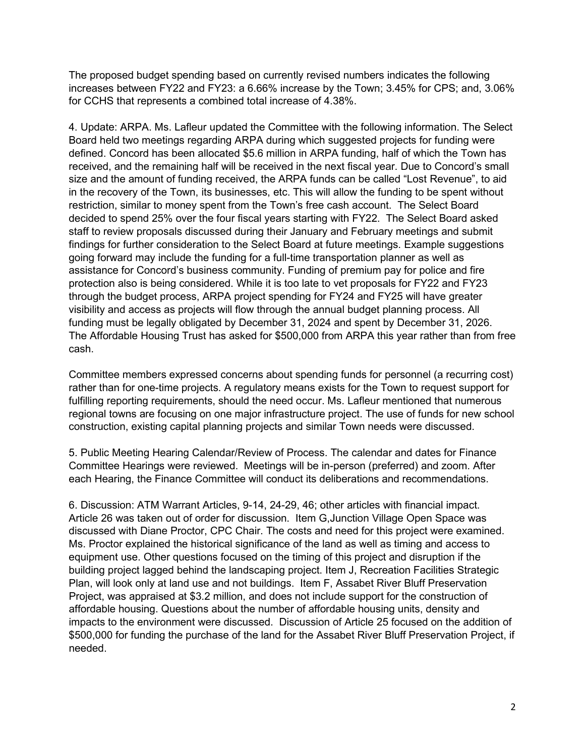The proposed budget spending based on currently revised numbers indicates the following increases between FY22 and FY23: a 6.66% increase by the Town; 3.45% for CPS; and, 3.06% for CCHS that represents a combined total increase of 4.38%.

4. Update: ARPA. Ms. Lafleur updated the Committee with the following information. The Select Board held two meetings regarding ARPA during which suggested projects for funding were defined. Concord has been allocated $5.6 million in ARPA funding, half of which the Town has received, and the remaining half will be received in the next fiscal year. Due to Concord's small size and the amount of funding received, the ARPA funds can be called "Lost Revenue", to aid in the recovery of the Town, its businesses, etc. This will allow the funding to be spent without restriction, similar to money spent from the Town's free cash account. The Select Board decided to spend 25% over the four fiscal years starting with FY22. The Select Board asked staff to review proposals discussed during their January and February meetings and submit findings for further consideration to the Select Board at future meetings. Example suggestions going forward may include the funding for a full-time transportation planner as well as assistance for Concord's business community. Funding of premium pay for police and fire protection also is being considered. While it is too late to vet proposals for FY22 and FY23 through the budget process, ARPA project spending for FY24 and FY25 will have greater visibility and access as projects will flow through the annual budget planning process. All funding must be legally obligated by December 31, 2024 and spent by December 31, 2026. The Affordable Housing Trust has asked for $500,000 from ARPA this year rather than from free cash.

Committee members expressed concerns about spending funds for personnel (a recurring cost) rather than for one-time projects. A regulatory means exists for the Town to request support for fulfilling reporting requirements, should the need occur. Ms. Lafleur mentioned that numerous regional towns are focusing on one major infrastructure project. The use of funds for new school construction, existing capital planning projects and similar Town needs were discussed.

5. Public Meeting Hearing Calendar/Review of Process. The calendar and dates for Finance Committee Hearings were reviewed. Meetings will be in-person (preferred) and zoom. After each Hearing, the Finance Committee will conduct its deliberations and recommendations.

6. Discussion: ATM Warrant Articles, 9-14, 24-29, 46; other articles with financial impact. Article 26 was taken out of order for discussion. Item G,Junction Village Open Space was discussed with Diane Proctor, CPC Chair. The costs and need for this project were examined. Ms. Proctor explained the historical significance of the land as well as timing and access to equipment use. Other questions focused on the timing of this project and disruption if the building project lagged behind the landscaping project. Item J, Recreation Facilities Strategic Plan, will look only at land use and not buildings. Item F, Assabet River Bluff Preservation Project, was appraised at $3.2 million, and does not include support for the construction of affordable housing. Questions about the number of affordable housing units, density and impacts to the environment were discussed. Discussion of Article 25 focused on the addition of $500,000 for funding the purchase of the land for the Assabet River Bluff Preservation Project, if needed.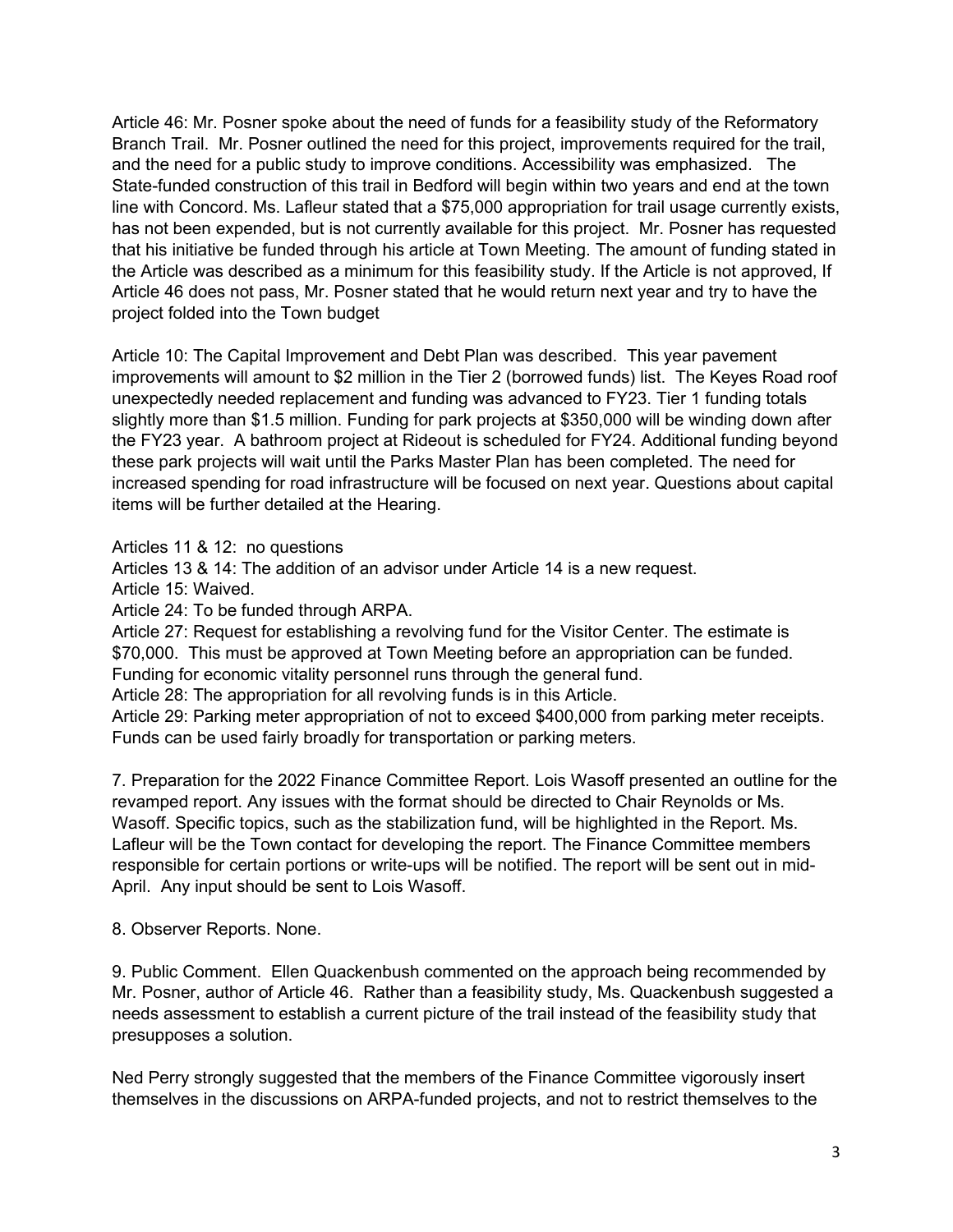Article 46: Mr. Posner spoke about the need of funds for a feasibility study of the Reformatory Branch Trail. Mr. Posner outlined the need for this project, improvements required for the trail, and the need for a public study to improve conditions. Accessibility was emphasized. The State-funded construction of this trail in Bedford will begin within two years and end at the town line with Concord. Ms. Lafleur stated that a $75,000 appropriation for trail usage currently exists, has not been expended, but is not currently available for this project. Mr. Posner has requested that his initiative be funded through his article at Town Meeting. The amount of funding stated in the Article was described as a minimum for this feasibility study. If the Article is not approved, If Article 46 does not pass, Mr. Posner stated that he would return next year and try to have the project folded into the Town budget

Article 10: The Capital Improvement and Debt Plan was described. This year pavement improvements will amount to $2 million in the Tier 2 (borrowed funds) list. The Keyes Road roof unexpectedly needed replacement and funding was advanced to FY23. Tier 1 funding totals slightly more than $1.5 million. Funding for park projects at $350,000 will be winding down after the FY23 year. A bathroom project at Rideout is scheduled for FY24. Additional funding beyond these park projects will wait until the Parks Master Plan has been completed. The need for increased spending for road infrastructure will be focused on next year. Questions about capital items will be further detailed at the Hearing.

Articles 11 & 12: no questions
Articles 13 & 14: The addition of an advisor under Article 14 is a new request.
Article 15: Waived.
Article 24: To be funded through ARPA.
Article 27: Request for establishing a revolving fund for the Visitor Center. The estimate is $70,000. This must be approved at Town Meeting before an appropriation can be funded. Funding for economic vitality personnel runs through the general fund.
Article 28: The appropriation for all revolving funds is in this Article.
Article 29: Parking meter appropriation of not to exceed $400,000 from parking meter receipts. Funds can be used fairly broadly for transportation or parking meters.

7. Preparation for the 2022 Finance Committee Report. Lois Wasoff presented an outline for the revamped report. Any issues with the format should be directed to Chair Reynolds or Ms. Wasoff. Specific topics, such as the stabilization fund, will be highlighted in the Report. Ms. Lafleur will be the Town contact for developing the report. The Finance Committee members responsible for certain portions or write-ups will be notified. The report will be sent out in mid-April. Any input should be sent to Lois Wasoff.

8. Observer Reports. None.

9. Public Comment. Ellen Quackenbush commented on the approach being recommended by Mr. Posner, author of Article 46. Rather than a feasibility study, Ms. Quackenbush suggested a needs assessment to establish a current picture of the trail instead of the feasibility study that presupposes a solution.

Ned Perry strongly suggested that the members of the Finance Committee vigorously insert themselves in the discussions on ARPA-funded projects, and not to restrict themselves to the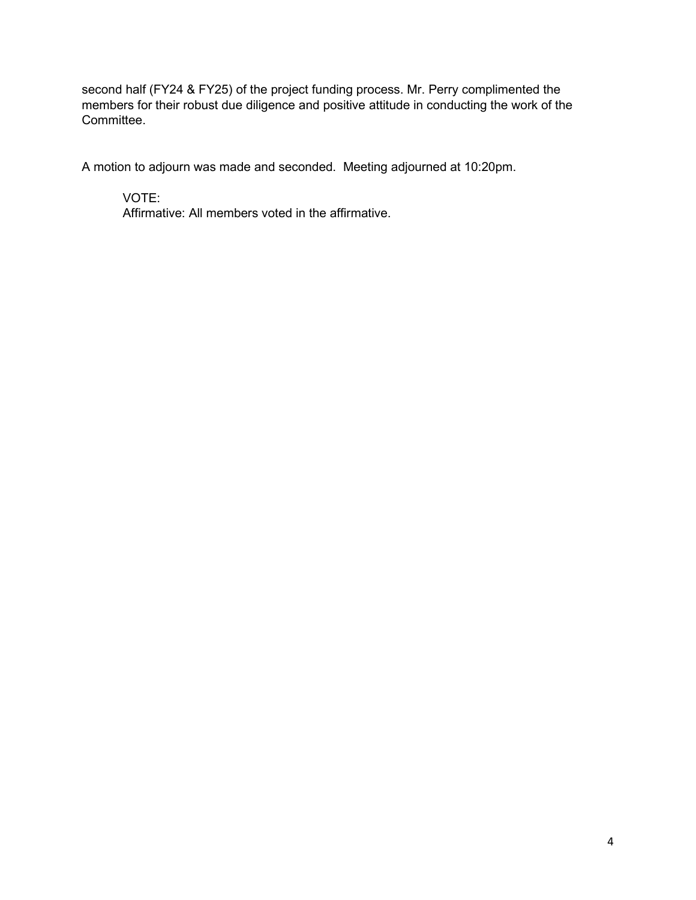second half (FY24 & FY25) of the project funding process. Mr. Perry complimented the members for their robust due diligence and positive attitude in conducting the work of the Committee.

A motion to adjourn was made and seconded. Meeting adjourned at 10:20pm.

> VOTE:
> Affirmative: All members voted in the affirmative.